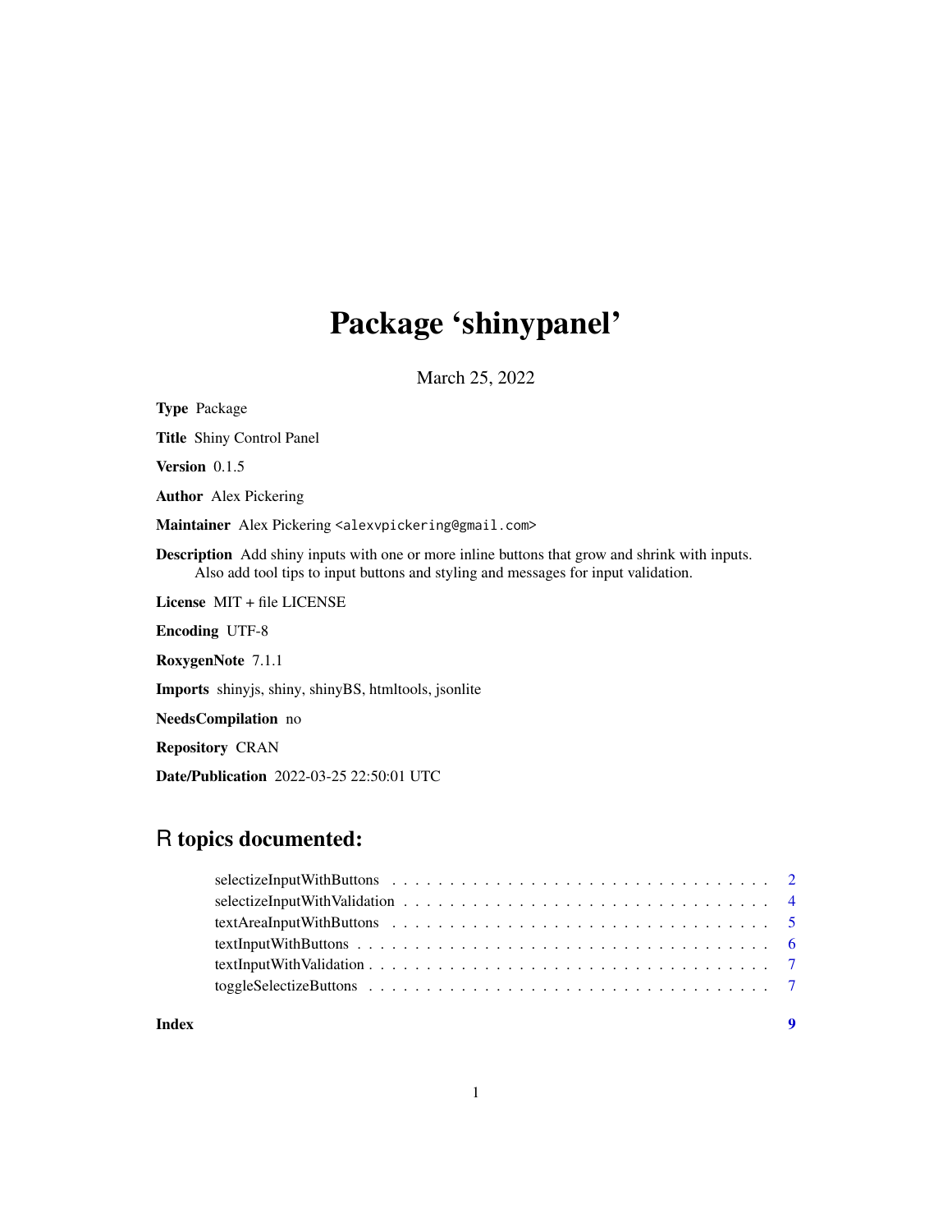# Package 'shinypanel'

March 25, 2022

**Type** Package

**Title** Shiny Control Panel

**Version** 0.1.5

**Author** Alex Pickering

**Maintainer** Alex Pickering <alexvpickering@gmail.com>

**Description** Add shiny inputs with one or more inline buttons that grow and shrink with inputs. Also add tool tips to input buttons and styling and messages for input validation.

**License** MIT + file LICENSE

**Encoding** UTF-8

**RoxygenNote** 7.1.1

**Imports** shinyjs, shiny, shinyBS, htmltools, jsonlite

**NeedsCompilation** no

**Repository** CRAN

**Date/Publication** 2022-03-25 22:50:01 UTC

## R topics documented:

selectizeInputWithButtons . . . . . . . . . . . . . . . . . . . . . . . . . . . . . . . . 2
selectizeInputWithValidation . . . . . . . . . . . . . . . . . . . . . . . . . . . . . . . 4
textAreaInputWithButtons . . . . . . . . . . . . . . . . . . . . . . . . . . . . . . . . 5
textInputWithButtons . . . . . . . . . . . . . . . . . . . . . . . . . . . . . . . . . . 6
textInputWithValidation . . . . . . . . . . . . . . . . . . . . . . . . . . . . . . . . . 7
toggleSelectizeButtons . . . . . . . . . . . . . . . . . . . . . . . . . . . . . . . . . 7

**Index** **9**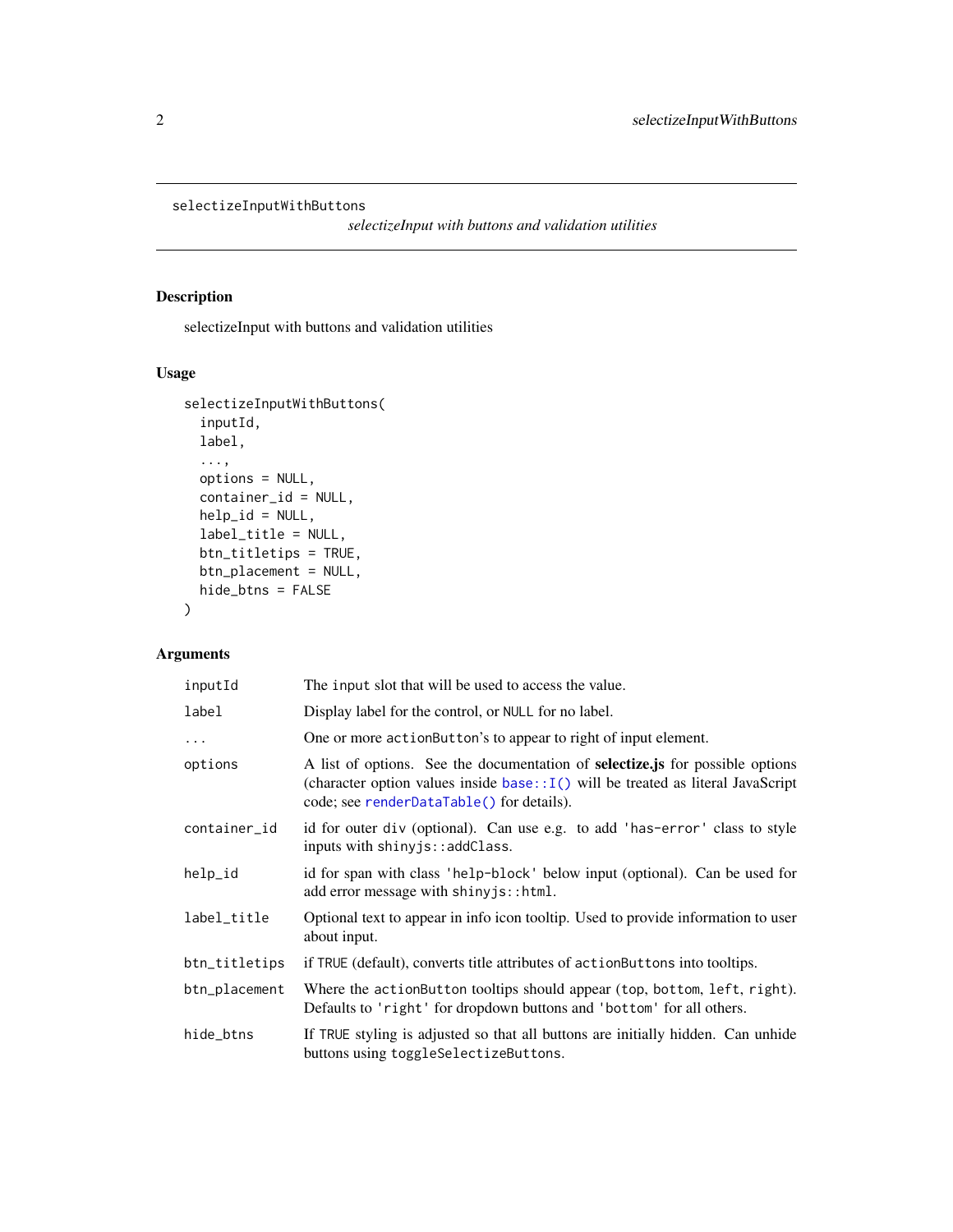## selectizeInputWithButtons

*selectizeInput with buttons and validation utilities*

### Description

selectizeInput with buttons and validation utilities

### Usage

```
selectizeInputWithButtons(
  inputId,
  label,
  ...,
  options = NULL,
  container_id = NULL,
  help_id = NULL,
  label_title = NULL,
  btn_titletips = TRUE,
  btn_placement = NULL,
  hide_btns = FALSE
)
```

### Arguments

| | |
|---|---|
| `inputId` | The `input` slot that will be used to access the value. |
| `label` | Display label for the control, or `NULL` for no label. |
| `...` | One or more `actionButton`'s to appear to right of input element. |
| `options` | A list of options. See the documentation of **selectize.js** for possible options (character option values inside `base::I()` will be treated as literal JavaScript code; see `renderDataTable()` for details). |
| `container_id` | id for outer `div` (optional). Can use e.g. to add `'has-error'` class to style inputs with `shinyjs::addClass`. |
| `help_id` | id for span with class `'help-block'` below input (optional). Can be used for add error message with `shinyjs::html`. |
| `label_title` | Optional text to appear in info icon tooltip. Used to provide information to user about input. |
| `btn_titletips` | if `TRUE` (default), converts title attributes of `actionButtons` into tooltips. |
| `btn_placement` | Where the `actionButton` tooltips should appear (`top`, `bottom`, `left`, `right`). Defaults to `'right'` for dropdown buttons and `'bottom'` for all others. |
| `hide_btns` | If `TRUE` styling is adjusted so that all buttons are initially hidden. Can unhide buttons using `toggleSelectizeButtons`. |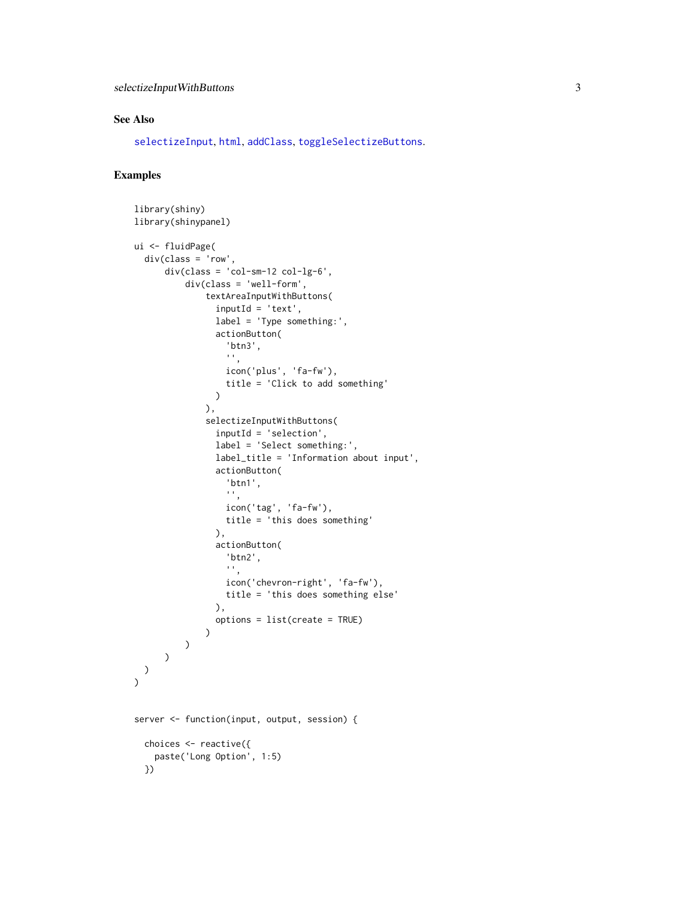## See Also

selectizeInput, html, addClass, toggleSelectizeButtons.

## Examples

```
library(shiny)
library(shinypanel)

ui <- fluidPage(
  div(class = 'row',
      div(class = 'col-sm-12 col-lg-6',
          div(class = 'well-form',
              textAreaInputWithButtons(
                inputId = 'text',
                label = 'Type something:',
                actionButton(
                  'btn3',
                  '',
                  icon('plus', 'fa-fw'),
                  title = 'Click to add something'
                )
              ),
              selectizeInputWithButtons(
                inputId = 'selection',
                label = 'Select something:',
                label_title = 'Information about input',
                actionButton(
                  'btn1',
                  '',
                  icon('tag', 'fa-fw'),
                  title = 'this does something'
                ),
                actionButton(
                  'btn2',
                  '',
                  icon('chevron-right', 'fa-fw'),
                  title = 'this does something else'
                ),
                options = list(create = TRUE)
              )
          )
      )
  )
)


server <- function(input, output, session) {

  choices <- reactive({
    paste('Long Option', 1:5)
  })
```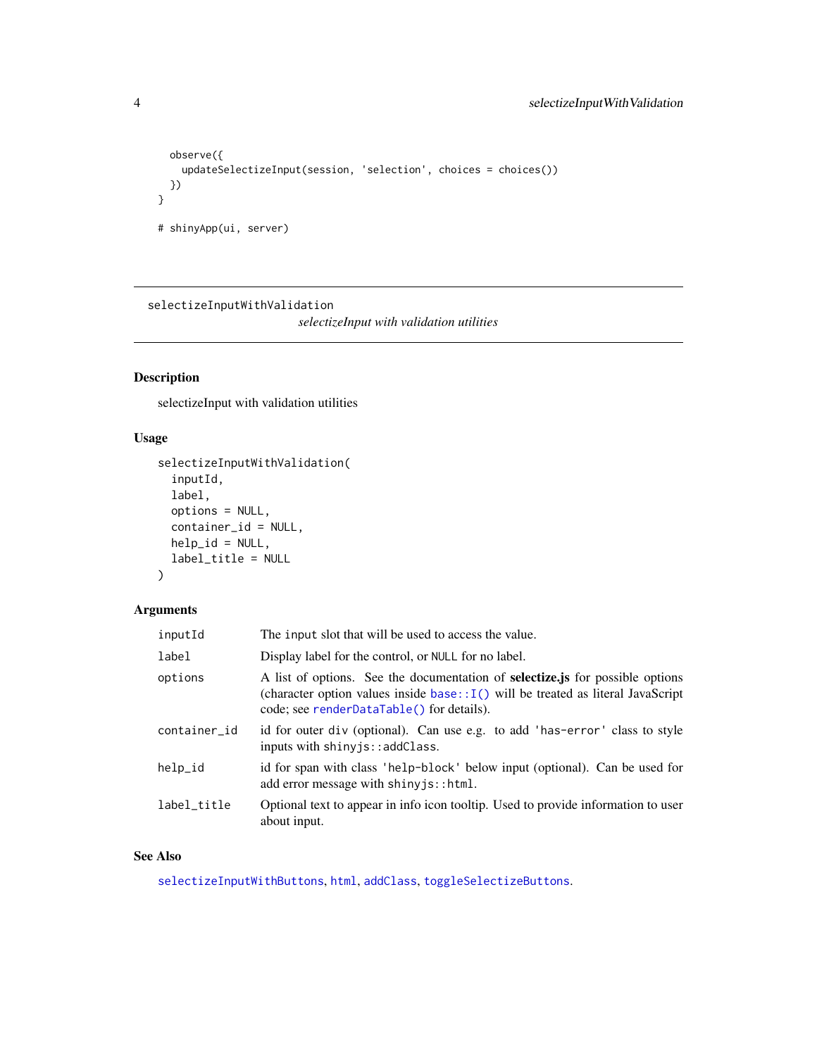```
  observe({
    updateSelectizeInput(session, 'selection', choices = choices())
  })
}

# shinyApp(ui, server)
```

## selectizeInputWithValidation

*selectizeInput with validation utilities*

### Description

selectizeInput with validation utilities

### Usage

```
selectizeInputWithValidation(
  inputId,
  label,
  options = NULL,
  container_id = NULL,
  help_id = NULL,
  label_title = NULL
)
```

### Arguments

| | |
|---|---|
| `inputId` | The `input` slot that will be used to access the value. |
| `label` | Display label for the control, or `NULL` for no label. |
| `options` | A list of options. See the documentation of **selectize.js** for possible options (character option values inside `base::I()` will be treated as literal JavaScript code; see `renderDataTable()` for details). |
| `container_id` | id for outer div (optional). Can use e.g. to add `'has-error'` class to style inputs with `shinyjs::addClass`. |
| `help_id` | id for span with class `'help-block'` below input (optional). Can be used for add error message with `shinyjs::html`. |
| `label_title` | Optional text to appear in info icon tooltip. Used to provide information to user about input. |

### See Also

`selectizeInputWithButtons`, `html`, `addClass`, `toggleSelectizeButtons`.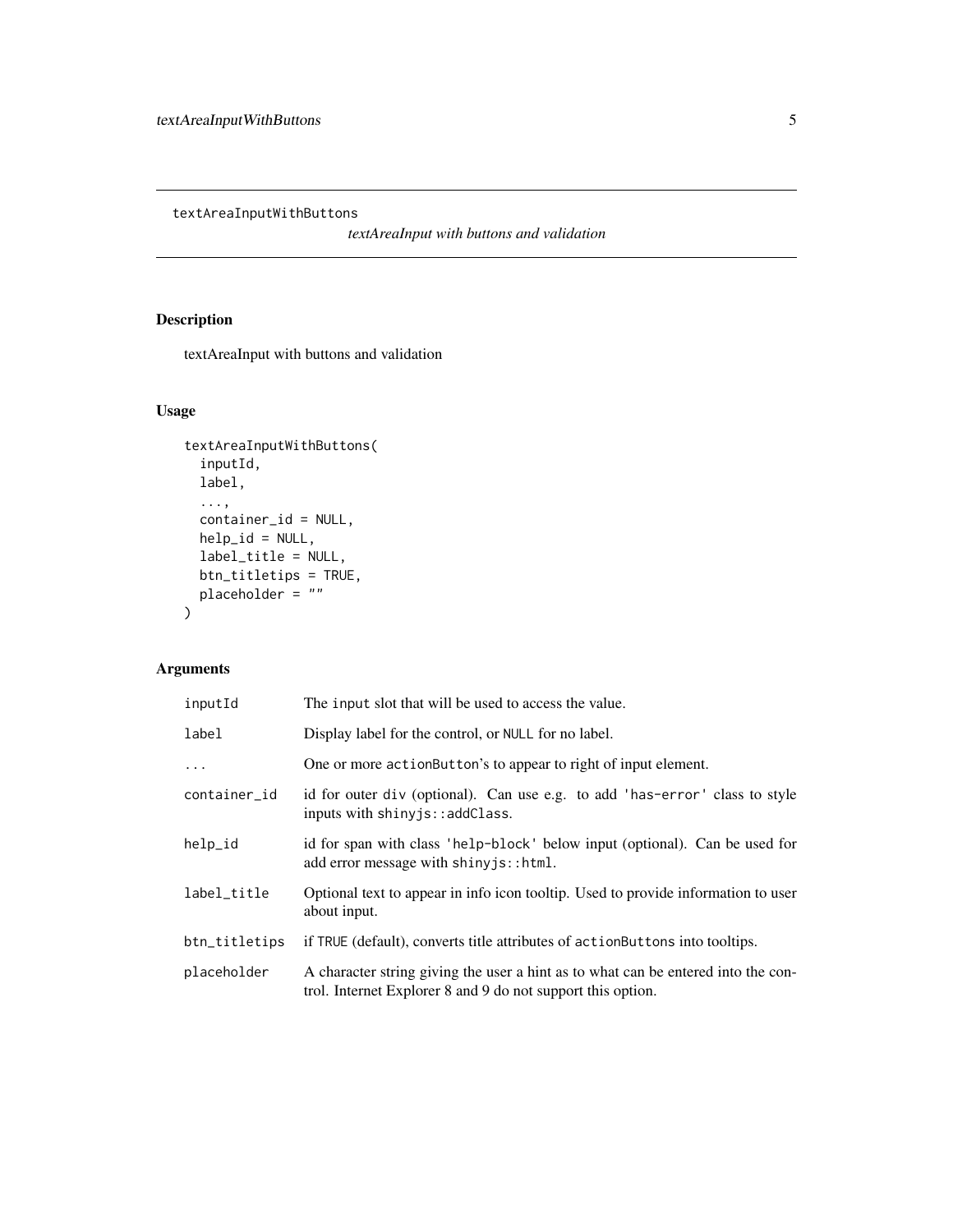## textAreaInputWithButtons

*textAreaInput with buttons and validation*

### Description

textAreaInput with buttons and validation

### Usage

```
textAreaInputWithButtons(
  inputId,
  label,
  ...,
  container_id = NULL,
  help_id = NULL,
  label_title = NULL,
  btn_titletips = TRUE,
  placeholder = ""
)
```

### Arguments

| | |
|---|---|
| `inputId` | The `input` slot that will be used to access the value. |
| `label` | Display label for the control, or `NULL` for no label. |
| `...` | One or more `actionButton`'s to appear to right of input element. |
| `container_id` | id for outer `div` (optional). Can use e.g. to add `'has-error'` class to style inputs with `shinyjs::addClass`. |
| `help_id` | id for span with class `'help-block'` below input (optional). Can be used for add error message with `shinyjs::html`. |
| `label_title` | Optional text to appear in info icon tooltip. Used to provide information to user about input. |
| `btn_titletips` | if `TRUE` (default), converts title attributes of `actionButtons` into tooltips. |
| `placeholder` | A character string giving the user a hint as to what can be entered into the control. Internet Explorer 8 and 9 do not support this option. |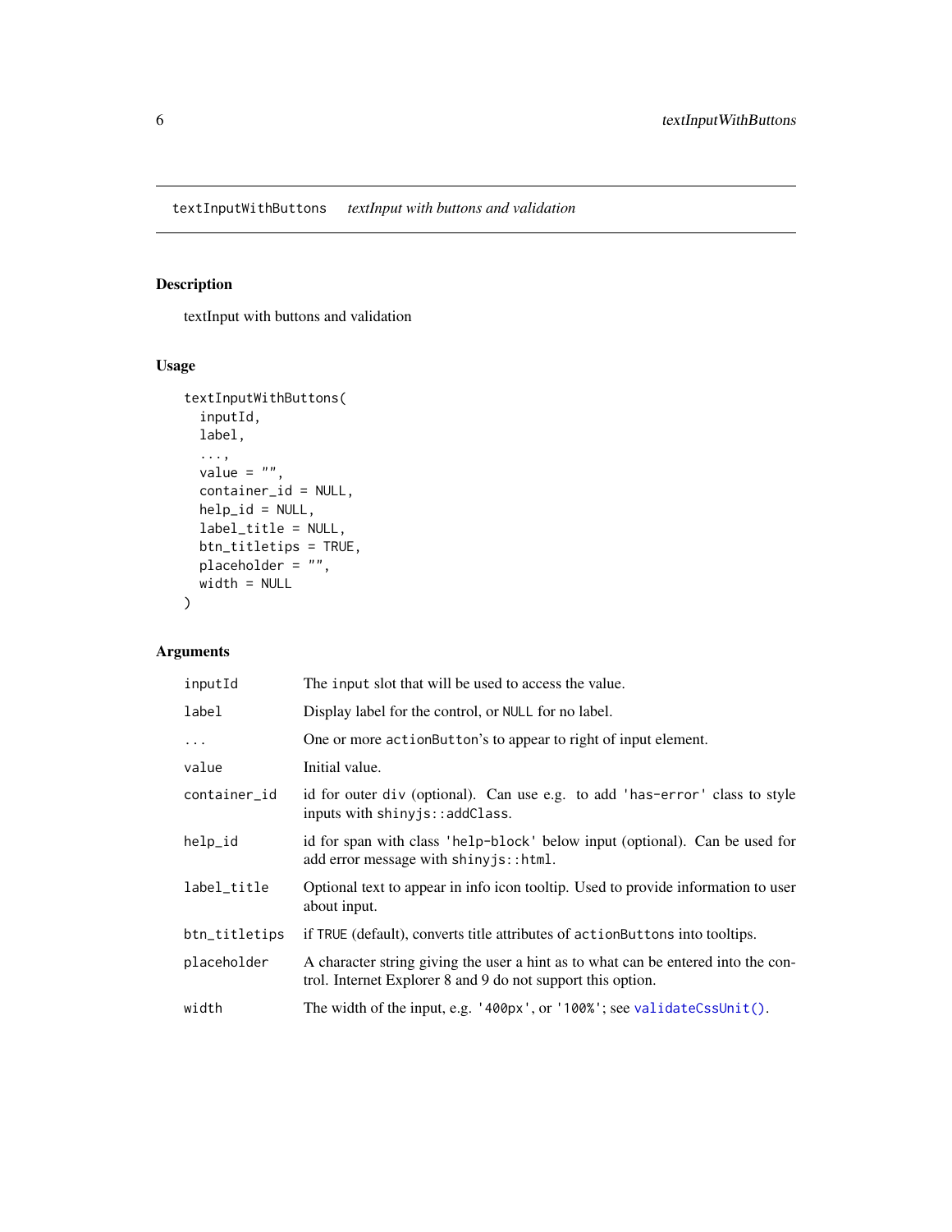textInputWithButtons *textInput with buttons and validation*

## Description

textInput with buttons and validation

## Usage

```
textInputWithButtons(
  inputId,
  label,
  ...,
  value = "",
  container_id = NULL,
  help_id = NULL,
  label_title = NULL,
  btn_titletips = TRUE,
  placeholder = "",
  width = NULL
)
```

## Arguments

| | |
|---|---|
| `inputId` | The `input` slot that will be used to access the value. |
| `label` | Display label for the control, or `NULL` for no label. |
| `...` | One or more `actionButton`'s to appear to right of input element. |
| `value` | Initial value. |
| `container_id` | id for outer `div` (optional). Can use e.g. to add `'has-error'` class to style inputs with `shinyjs::addClass`. |
| `help_id` | id for span with class `'help-block'` below input (optional). Can be used for add error message with `shinyjs::html`. |
| `label_title` | Optional text to appear in info icon tooltip. Used to provide information to user about input. |
| `btn_titletips` | if `TRUE` (default), converts title attributes of `actionButtons` into tooltips. |
| `placeholder` | A character string giving the user a hint as to what can be entered into the control. Internet Explorer 8 and 9 do not support this option. |
| `width` | The width of the input, e.g. `'400px'`, or `'100%'`; see `validateCssUnit()`. |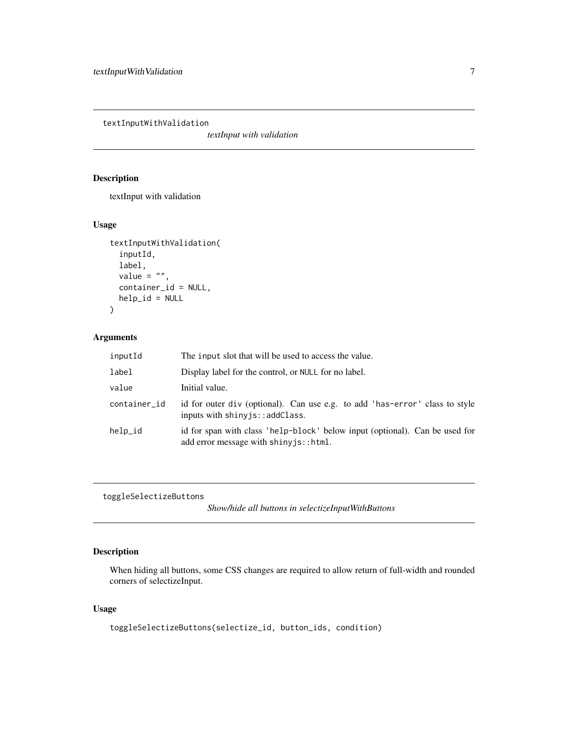## textInputWithValidation

*textInput with validation*

### Description

textInput with validation

### Usage

```
textInputWithValidation(
  inputId,
  label,
  value = "",
  container_id = NULL,
  help_id = NULL
)
```

### Arguments

| | |
|---|---|
| inputId | The `input` slot that will be used to access the value. |
| label | Display label for the control, or `NULL` for no label. |
| value | Initial value. |
| container_id | id for outer `div` (optional). Can use e.g. to add `'has-error'` class to style inputs with `shinyjs::addClass`. |
| help_id | id for span with class `'help-block'` below input (optional). Can be used for add error message with `shinyjs::html`. |

## toggleSelectizeButtons

*Show/hide all buttons in selectizeInputWithButtons*

### Description

When hiding all buttons, some CSS changes are required to allow return of full-width and rounded corners of selectizeInput.

### Usage

```
toggleSelectizeButtons(selectize_id, button_ids, condition)
```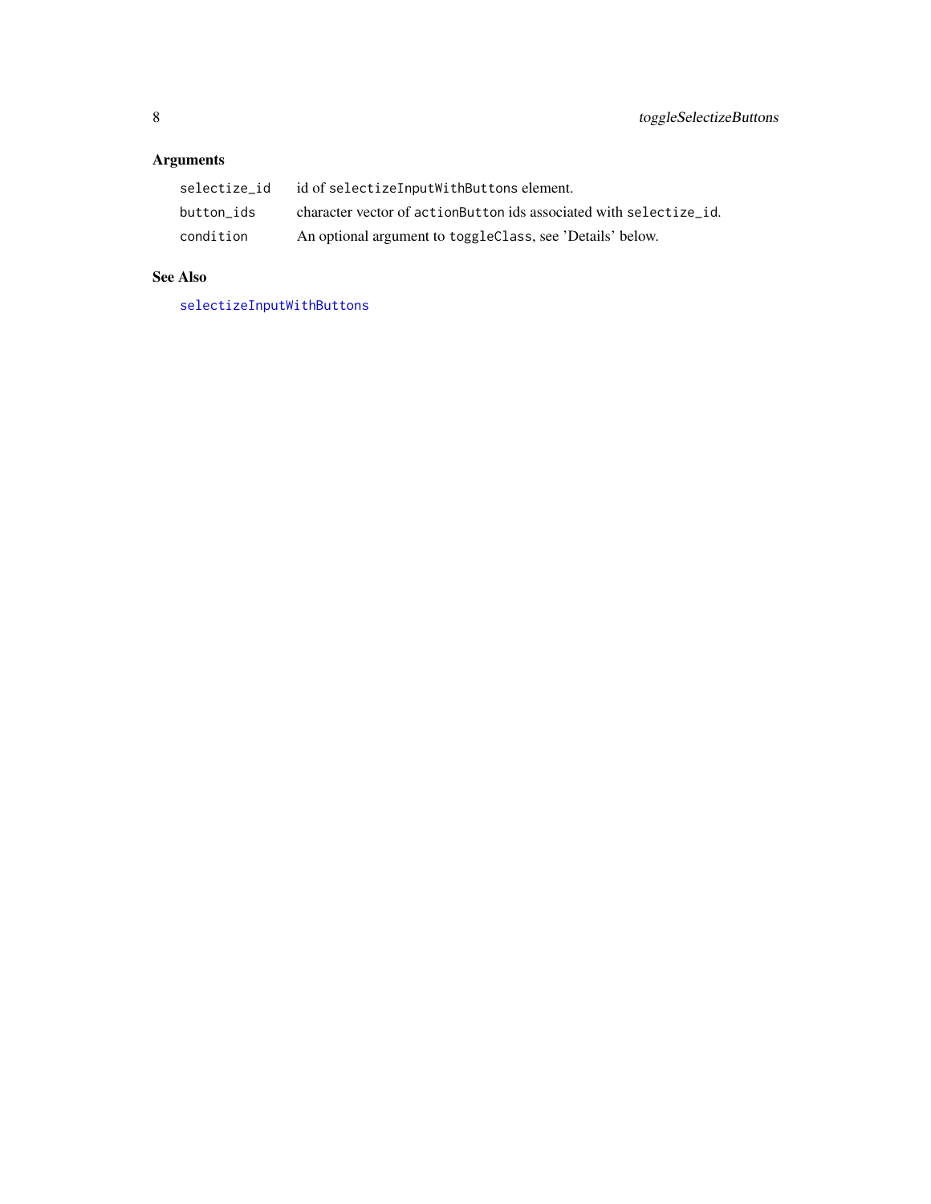## Arguments

| | |
|---|---|
| `selectize_id` | id of `selectizeInputWithButtons` element. |
| `button_ids` | character vector of `actionButton` ids associated with `selectize_id`. |
| `condition` | An optional argument to `toggleClass`, see 'Details' below. |

## See Also

`selectizeInputWithButtons`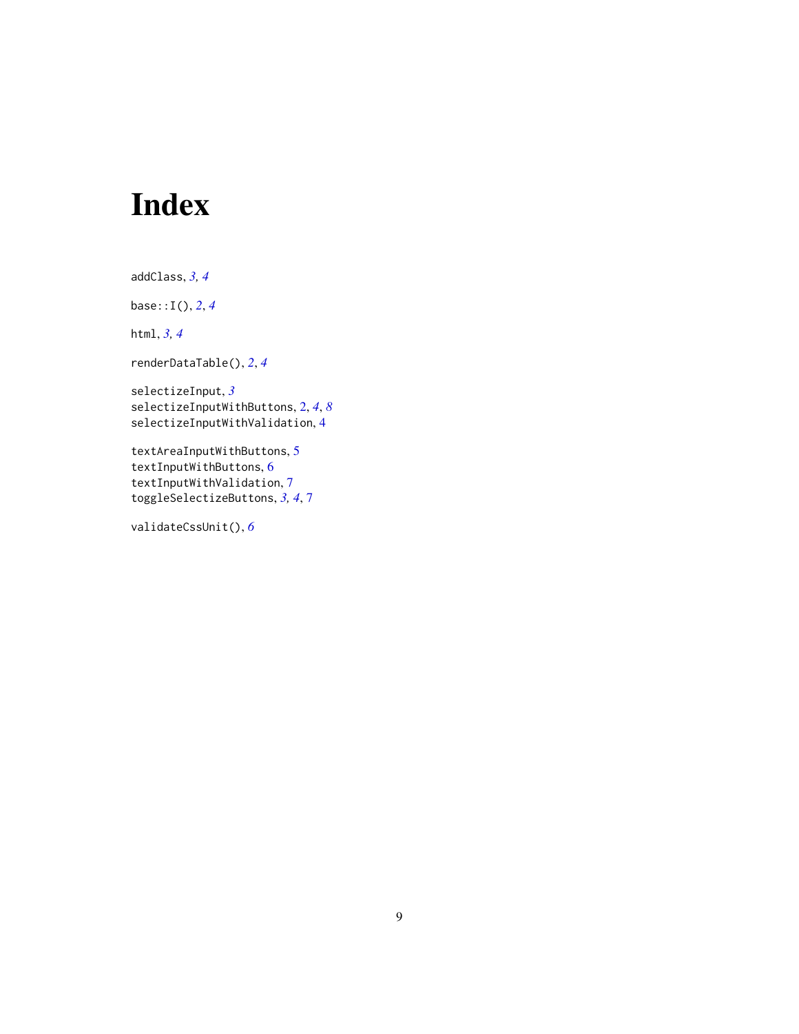# Index

addClass, *3, 4*

base::I(), *2*, *4*

html, *3, 4*

renderDataTable(), *2*, *4*

selectizeInput, *3*
selectizeInputWithButtons, 2, *4*, *8*
selectizeInputWithValidation, 4

textAreaInputWithButtons, 5
textInputWithButtons, 6
textInputWithValidation, 7
toggleSelectizeButtons, *3, 4*, 7

validateCssUnit(), *6*